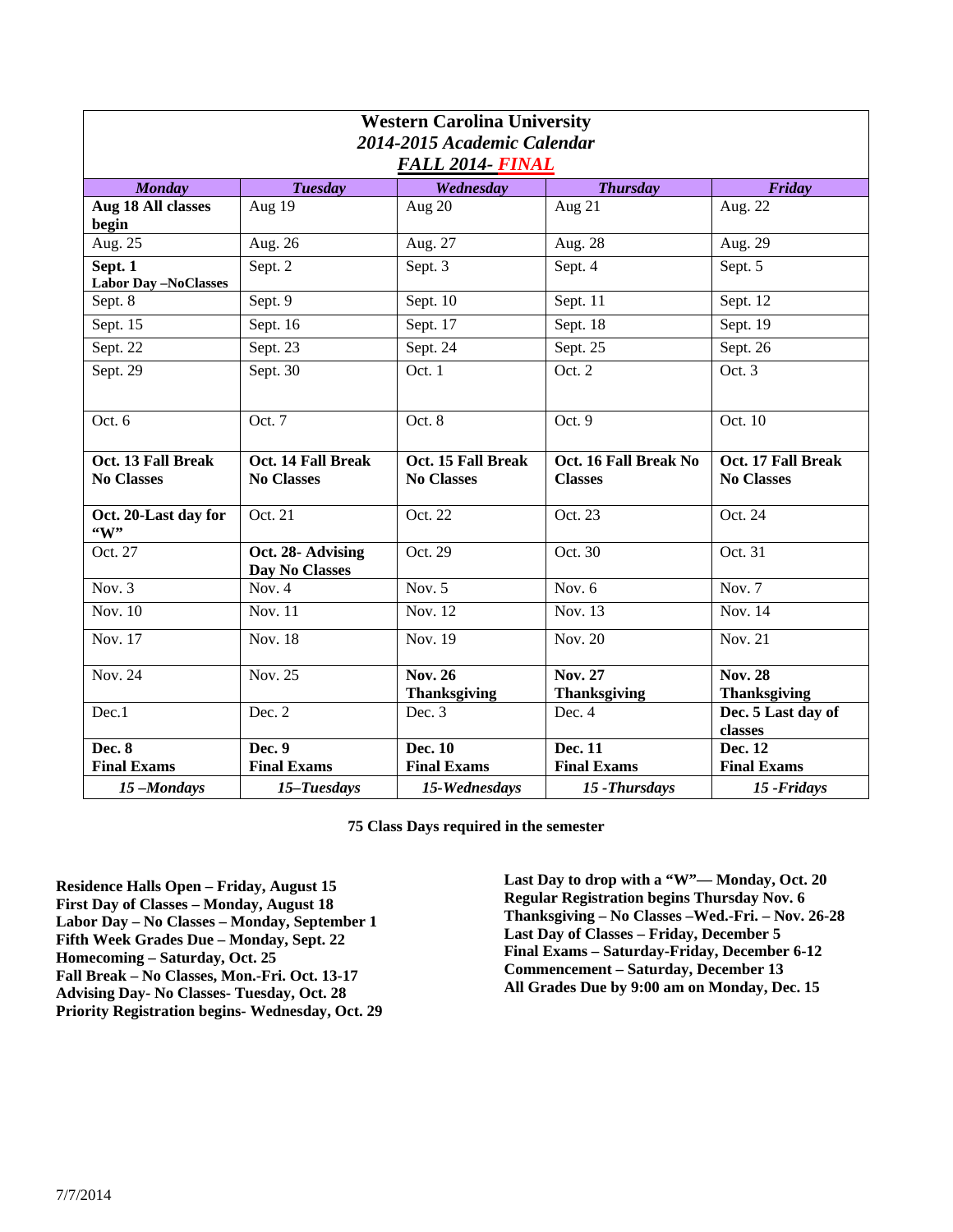# Western Carolina University

## *2014-2015 Academic Calendar*

## *FALL 2014- FINAL*

| ***Monday*** | ***Tuesday*** | ***Wednesday*** | ***Thursday*** | ***Friday*** |
|---|---|---|---|---|
| **Aug 18 All classes begin** | Aug 19 | Aug 20 | Aug 21 | Aug. 22 |
| Aug. 25 | Aug. 26 | Aug. 27 | Aug. 28 | Aug. 29 |
| **Sept. 1 Labor Day –NoClasses** | Sept. 2 | Sept. 3 | Sept. 4 | Sept. 5 |
| Sept. 8 | Sept. 9 | Sept. 10 | Sept. 11 | Sept. 12 |
| Sept. 15 | Sept. 16 | Sept. 17 | Sept. 18 | Sept. 19 |
| Sept. 22 | Sept. 23 | Sept. 24 | Sept. 25 | Sept. 26 |
| Sept. 29 | Sept. 30 | Oct. 1 | Oct. 2 | Oct. 3 |
| Oct. 6 | Oct. 7 | Oct. 8 | Oct. 9 | Oct. 10 |
| **Oct. 13 Fall Break No Classes** | **Oct. 14 Fall Break No Classes** | **Oct. 15 Fall Break No Classes** | **Oct. 16 Fall Break No Classes** | **Oct. 17 Fall Break No Classes** |
| **Oct. 20-Last day for "W"** | Oct. 21 | Oct. 22 | Oct. 23 | Oct. 24 |
| Oct. 27 | **Oct. 28- Advising Day No Classes** | Oct. 29 | Oct. 30 | Oct. 31 |
| Nov. 3 | Nov. 4 | Nov. 5 | Nov. 6 | Nov. 7 |
| Nov. 10 | Nov. 11 | Nov. 12 | Nov. 13 | Nov. 14 |
| Nov. 17 | Nov. 18 | Nov. 19 | Nov. 20 | Nov. 21 |
| Nov. 24 | Nov. 25 | **Nov. 26 Thanksgiving** | **Nov. 27 Thanksgiving** | **Nov. 28 Thanksgiving** |
| Dec.1 | Dec. 2 | Dec. 3 | Dec. 4 | **Dec. 5 Last day of classes** |
| **Dec. 8 Final Exams** | **Dec. 9 Final Exams** | **Dec. 10 Final Exams** | **Dec. 11 Final Exams** | **Dec. 12 Final Exams** |
| ***15 –Mondays*** | ***15–Tuesdays*** | ***15-Wednesdays*** | ***15 -Thursdays*** | ***15 -Fridays*** |

**75 Class Days required in the semester**

**Residence Halls Open – Friday, August 15**
**First Day of Classes – Monday, August 18**
**Labor Day – No Classes – Monday, September 1**
**Fifth Week Grades Due – Monday, Sept. 22**
**Homecoming – Saturday, Oct. 25**
**Fall Break – No Classes, Mon.-Fri. Oct. 13-17**
**Advising Day- No Classes- Tuesday, Oct. 28**
**Priority Registration begins- Wednesday, Oct. 29**

**Last Day to drop with a "W"— Monday, Oct. 20**
**Regular Registration begins Thursday Nov. 6**
**Thanksgiving – No Classes –Wed.-Fri. – Nov. 26-28**
**Last Day of Classes – Friday, December 5**
**Final Exams – Saturday-Friday, December 6-12**
**Commencement – Saturday, December 13**
**All Grades Due by 9:00 am on Monday, Dec. 15**

7/7/2014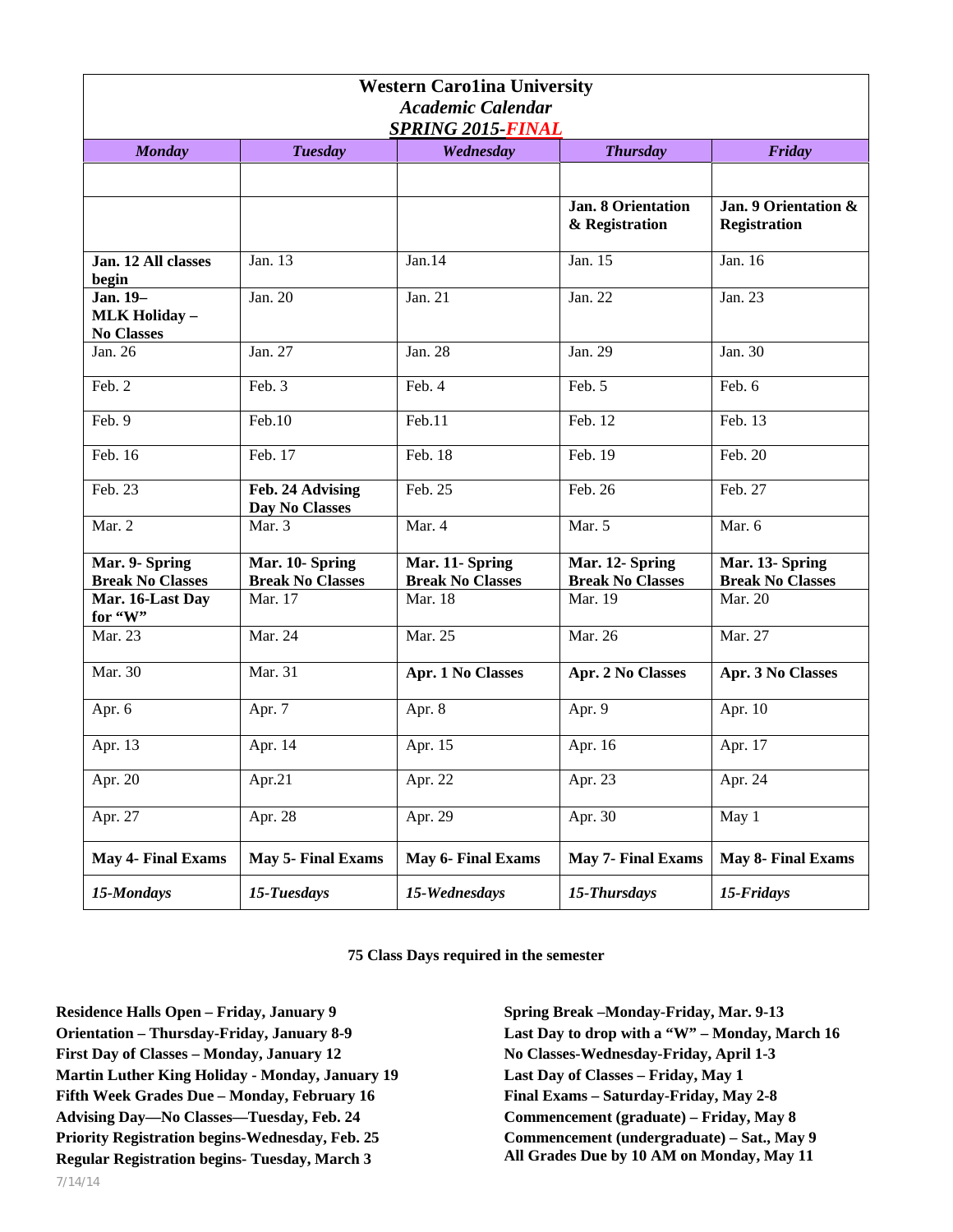# Western Caro1ina University

## *Academic Calendar*

## *SPRING 2015-FINAL*

| ***Monday*** | ***Tuesday*** | ***Wednesday*** | ***Thursday*** | ***Friday*** |
|---|---|---|---|---|
| | | | | |
| | | | **Jan. 8 Orientation & Registration** | **Jan. 9 Orientation & Registration** |
| **Jan. 12 All classes begin** | Jan. 13 | Jan.14 | Jan. 15 | Jan. 16 |
| **Jan. 19– MLK Holiday – No Classes** | Jan. 20 | Jan. 21 | Jan. 22 | Jan. 23 |
| Jan. 26 | Jan. 27 | Jan. 28 | Jan. 29 | Jan. 30 |
| Feb. 2 | Feb. 3 | Feb. 4 | Feb. 5 | Feb. 6 |
| Feb. 9 | Feb.10 | Feb.11 | Feb. 12 | Feb. 13 |
| Feb. 16 | Feb. 17 | Feb. 18 | Feb. 19 | Feb. 20 |
| Feb. 23 | **Feb. 24 Advising Day No Classes** | Feb. 25 | Feb. 26 | Feb. 27 |
| Mar. 2 | Mar. 3 | Mar. 4 | Mar. 5 | Mar. 6 |
| **Mar. 9- Spring Break No Classes** | **Mar. 10- Spring Break No Classes** | **Mar. 11- Spring Break No Classes** | **Mar. 12- Spring Break No Classes** | **Mar. 13- Spring Break No Classes** |
| **Mar. 16-Last Day for "W"** | Mar. 17 | Mar. 18 | Mar. 19 | Mar. 20 |
| Mar. 23 | Mar. 24 | Mar. 25 | Mar. 26 | Mar. 27 |
| Mar. 30 | Mar. 31 | **Apr. 1 No Classes** | **Apr. 2 No Classes** | **Apr. 3 No Classes** |
| Apr. 6 | Apr. 7 | Apr. 8 | Apr. 9 | Apr. 10 |
| Apr. 13 | Apr. 14 | Apr. 15 | Apr. 16 | Apr. 17 |
| Apr. 20 | Apr.21 | Apr. 22 | Apr. 23 | Apr. 24 |
| Apr. 27 | Apr. 28 | Apr. 29 | Apr. 30 | May 1 |
| **May 4- Final Exams** | **May 5- Final Exams** | **May 6- Final Exams** | **May 7- Final Exams** | **May 8- Final Exams** |
| ***15-Mondays*** | ***15-Tuesdays*** | ***15-Wednesdays*** | ***15-Thursdays*** | ***15-Fridays*** |

**75 Class Days required in the semester**

**Residence Halls Open – Friday, January 9**
**Orientation – Thursday-Friday, January 8-9**
**First Day of Classes – Monday, January 12**
**Martin Luther King Holiday - Monday, January 19**
**Fifth Week Grades Due – Monday, February 16**
**Advising Day—No Classes—Tuesday, Feb. 24**
**Priority Registration begins-Wednesday, Feb. 25**
**Regular Registration begins- Tuesday, March 3**

**Spring Break –Monday-Friday, Mar. 9-13**
**Last Day to drop with a "W" – Monday, March 16**
**No Classes-Wednesday-Friday, April 1-3**
**Last Day of Classes – Friday, May 1**
**Final Exams – Saturday-Friday, May 2-8**
**Commencement (graduate) – Friday, May 8**
**Commencement (undergraduate) – Sat., May 9**
**All Grades Due by 10 AM on Monday, May 11**

7/14/14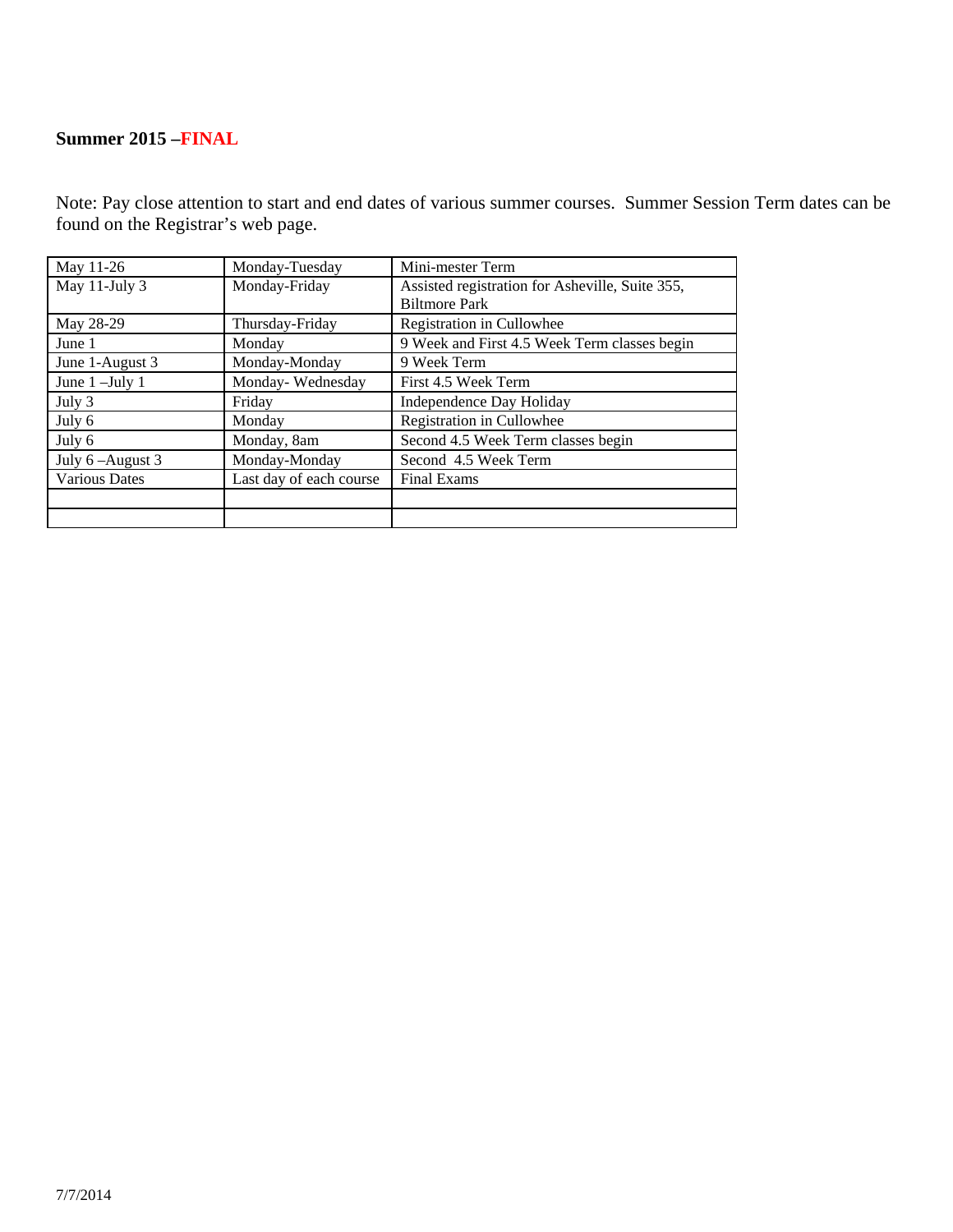**Summer 2015 –FINAL**

Note: Pay close attention to start and end dates of various summer courses. Summer Session Term dates can be found on the Registrar's web page.

| | | |
|---|---|---|
| May 11-26 | Monday-Tuesday | Mini-mester Term |
| May 11-July 3 | Monday-Friday | Assisted registration for Asheville, Suite 355, Biltmore Park |
| May 28-29 | Thursday-Friday | Registration in Cullowhee |
| June 1 | Monday | 9 Week and First 4.5 Week Term classes begin |
| June 1-August 3 | Monday-Monday | 9 Week Term |
| June 1 –July 1 | Monday- Wednesday | First 4.5 Week Term |
| July 3 | Friday | Independence Day Holiday |
| July 6 | Monday | Registration in Cullowhee |
| July 6 | Monday, 8am | Second 4.5 Week Term classes begin |
| July 6 –August 3 | Monday-Monday | Second 4.5 Week Term |
| Various Dates | Last day of each course | Final Exams |
| | | |
| | | |

7/7/2014